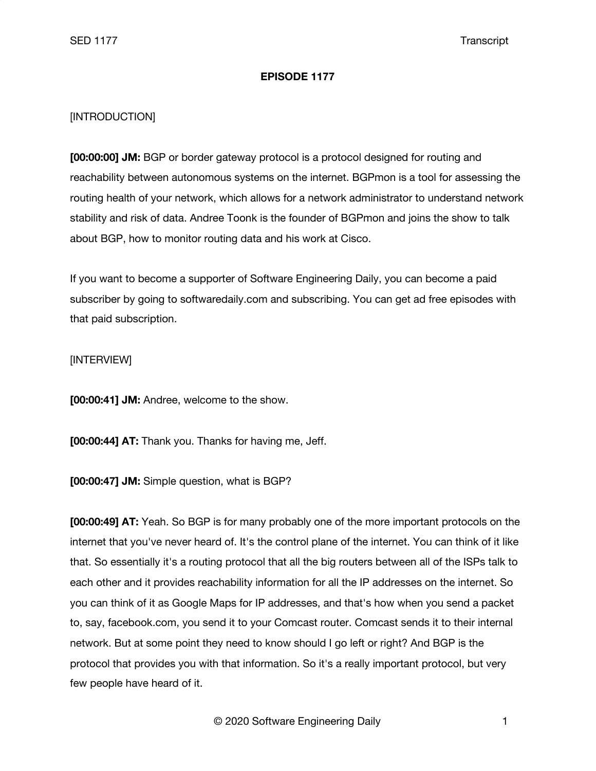# EPISODE 1177

[INTRODUCTION]

**[00:00:00] JM:** BGP or border gateway protocol is a protocol designed for routing and reachability between autonomous systems on the internet. BGPmon is a tool for assessing the routing health of your network, which allows for a network administrator to understand network stability and risk of data. Andree Toonk is the founder of BGPmon and joins the show to talk about BGP, how to monitor routing data and his work at Cisco.

If you want to become a supporter of Software Engineering Daily, you can become a paid subscriber by going to softwaredaily.com and subscribing. You can get ad free episodes with that paid subscription.

[INTERVIEW]

**[00:00:41] JM:** Andree, welcome to the show.

**[00:00:44] AT:** Thank you. Thanks for having me, Jeff.

**[00:00:47] JM:** Simple question, what is BGP?

**[00:00:49] AT:** Yeah. So BGP is for many probably one of the more important protocols on the internet that you've never heard of. It's the control plane of the internet. You can think of it like that. So essentially it's a routing protocol that all the big routers between all of the ISPs talk to each other and it provides reachability information for all the IP addresses on the internet. So you can think of it as Google Maps for IP addresses, and that's how when you send a packet to, say, facebook.com, you send it to your Comcast router. Comcast sends it to their internal network. But at some point they need to know should I go left or right? And BGP is the protocol that provides you with that information. So it's a really important protocol, but very few people have heard of it.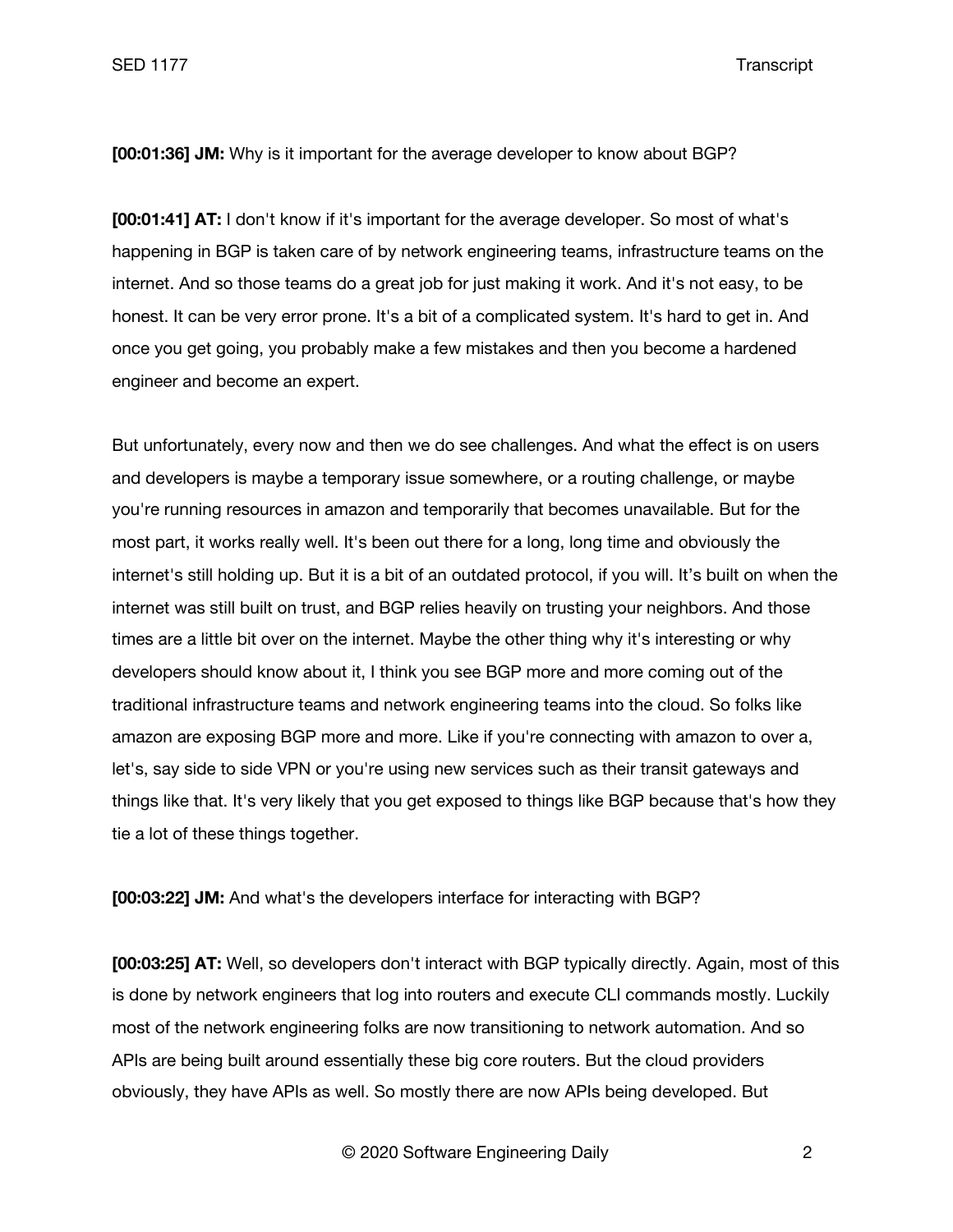**[00:01:36] JM:** Why is it important for the average developer to know about BGP?

**[00:01:41] AT:** I don't know if it's important for the average developer. So most of what's happening in BGP is taken care of by network engineering teams, infrastructure teams on the internet. And so those teams do a great job for just making it work. And it's not easy, to be honest. It can be very error prone. It's a bit of a complicated system. It's hard to get in. And once you get going, you probably make a few mistakes and then you become a hardened engineer and become an expert.

But unfortunately, every now and then we do see challenges. And what the effect is on users and developers is maybe a temporary issue somewhere, or a routing challenge, or maybe you're running resources in amazon and temporarily that becomes unavailable. But for the most part, it works really well. It's been out there for a long, long time and obviously the internet's still holding up. But it is a bit of an outdated protocol, if you will. It's built on when the internet was still built on trust, and BGP relies heavily on trusting your neighbors. And those times are a little bit over on the internet. Maybe the other thing why it's interesting or why developers should know about it, I think you see BGP more and more coming out of the traditional infrastructure teams and network engineering teams into the cloud. So folks like amazon are exposing BGP more and more. Like if you're connecting with amazon to over a, let's, say side to side VPN or you're using new services such as their transit gateways and things like that. It's very likely that you get exposed to things like BGP because that's how they tie a lot of these things together.

**[00:03:22] JM:** And what's the developers interface for interacting with BGP?

**[00:03:25] AT:** Well, so developers don't interact with BGP typically directly. Again, most of this is done by network engineers that log into routers and execute CLI commands mostly. Luckily most of the network engineering folks are now transitioning to network automation. And so APIs are being built around essentially these big core routers. But the cloud providers obviously, they have APIs as well. So mostly there are now APIs being developed. But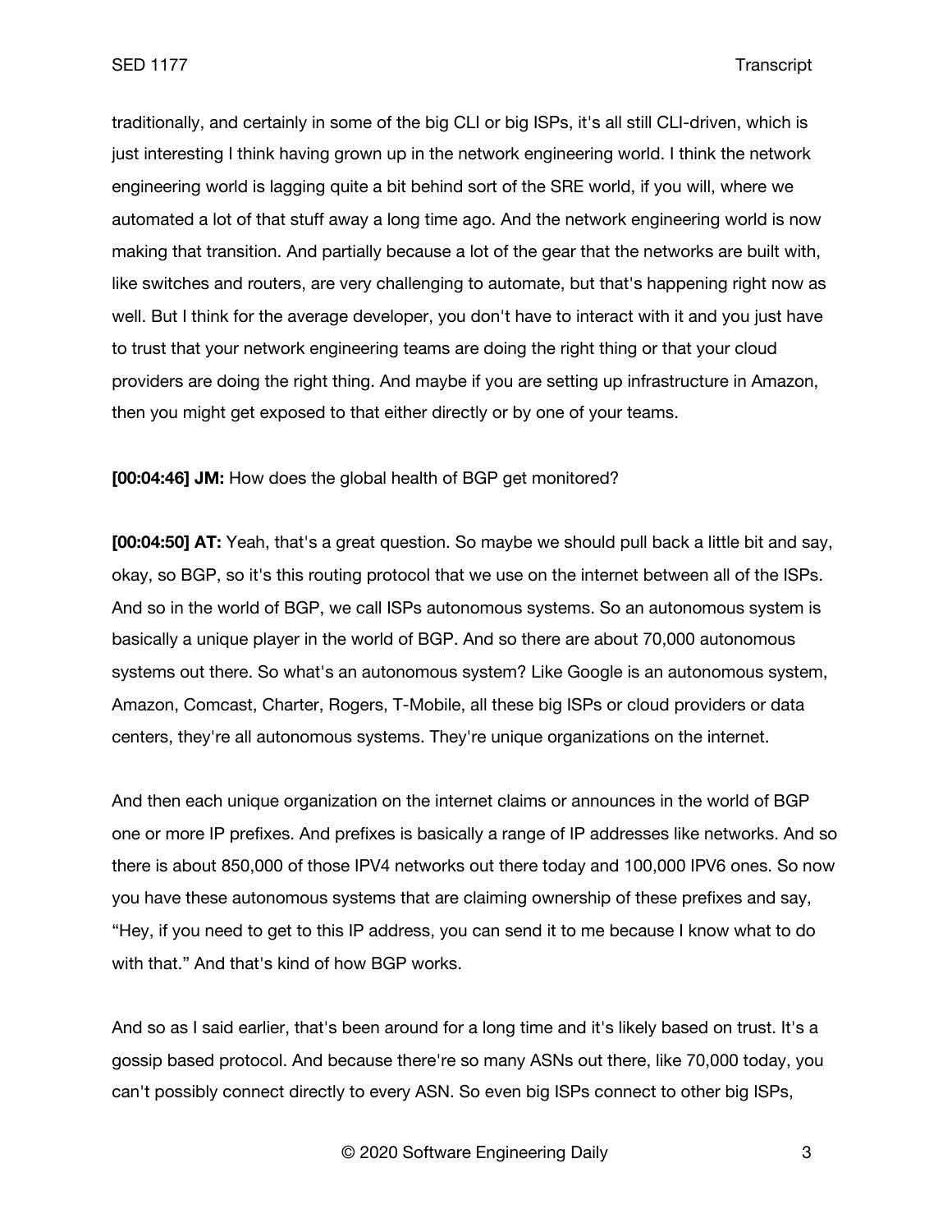traditionally, and certainly in some of the big CLI or big ISPs, it's all still CLI-driven, which is just interesting I think having grown up in the network engineering world. I think the network engineering world is lagging quite a bit behind sort of the SRE world, if you will, where we automated a lot of that stuff away a long time ago. And the network engineering world is now making that transition. And partially because a lot of the gear that the networks are built with, like switches and routers, are very challenging to automate, but that's happening right now as well. But I think for the average developer, you don't have to interact with it and you just have to trust that your network engineering teams are doing the right thing or that your cloud providers are doing the right thing. And maybe if you are setting up infrastructure in Amazon, then you might get exposed to that either directly or by one of your teams.

**[00:04:46] JM:** How does the global health of BGP get monitored?

**[00:04:50] AT:** Yeah, that's a great question. So maybe we should pull back a little bit and say, okay, so BGP, so it's this routing protocol that we use on the internet between all of the ISPs. And so in the world of BGP, we call ISPs autonomous systems. So an autonomous system is basically a unique player in the world of BGP. And so there are about 70,000 autonomous systems out there. So what's an autonomous system? Like Google is an autonomous system, Amazon, Comcast, Charter, Rogers, T-Mobile, all these big ISPs or cloud providers or data centers, they're all autonomous systems. They're unique organizations on the internet.

And then each unique organization on the internet claims or announces in the world of BGP one or more IP prefixes. And prefixes is basically a range of IP addresses like networks. And so there is about 850,000 of those IPV4 networks out there today and 100,000 IPV6 ones. So now you have these autonomous systems that are claiming ownership of these prefixes and say, "Hey, if you need to get to this IP address, you can send it to me because I know what to do with that." And that's kind of how BGP works.

And so as I said earlier, that's been around for a long time and it's likely based on trust. It's a gossip based protocol. And because there're so many ASNs out there, like 70,000 today, you can't possibly connect directly to every ASN. So even big ISPs connect to other big ISPs,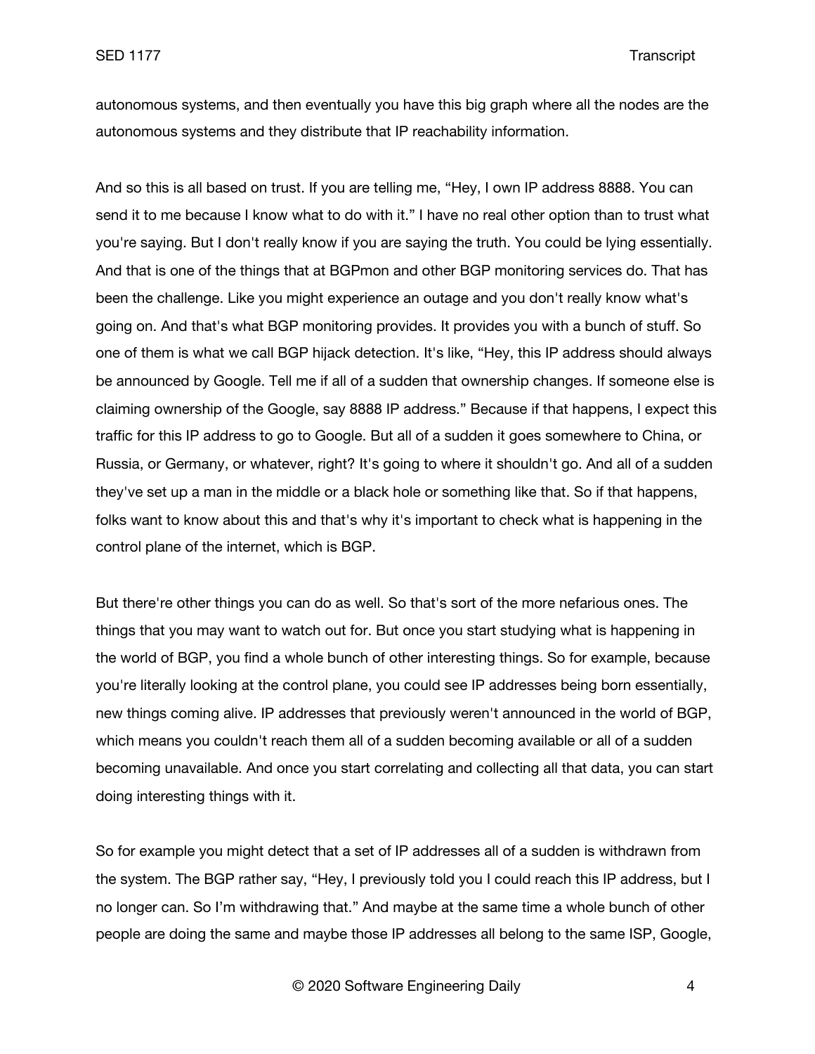autonomous systems, and then eventually you have this big graph where all the nodes are the autonomous systems and they distribute that IP reachability information.

And so this is all based on trust. If you are telling me, "Hey, I own IP address 8888. You can send it to me because I know what to do with it." I have no real other option than to trust what you're saying. But I don't really know if you are saying the truth. You could be lying essentially. And that is one of the things that at BGPmon and other BGP monitoring services do. That has been the challenge. Like you might experience an outage and you don't really know what's going on. And that's what BGP monitoring provides. It provides you with a bunch of stuff. So one of them is what we call BGP hijack detection. It's like, "Hey, this IP address should always be announced by Google. Tell me if all of a sudden that ownership changes. If someone else is claiming ownership of the Google, say 8888 IP address." Because if that happens, I expect this traffic for this IP address to go to Google. But all of a sudden it goes somewhere to China, or Russia, or Germany, or whatever, right? It's going to where it shouldn't go. And all of a sudden they've set up a man in the middle or a black hole or something like that. So if that happens, folks want to know about this and that's why it's important to check what is happening in the control plane of the internet, which is BGP.

But there're other things you can do as well. So that's sort of the more nefarious ones. The things that you may want to watch out for. But once you start studying what is happening in the world of BGP, you find a whole bunch of other interesting things. So for example, because you're literally looking at the control plane, you could see IP addresses being born essentially, new things coming alive. IP addresses that previously weren't announced in the world of BGP, which means you couldn't reach them all of a sudden becoming available or all of a sudden becoming unavailable. And once you start correlating and collecting all that data, you can start doing interesting things with it.

So for example you might detect that a set of IP addresses all of a sudden is withdrawn from the system. The BGP rather say, "Hey, I previously told you I could reach this IP address, but I no longer can. So I'm withdrawing that." And maybe at the same time a whole bunch of other people are doing the same and maybe those IP addresses all belong to the same ISP, Google,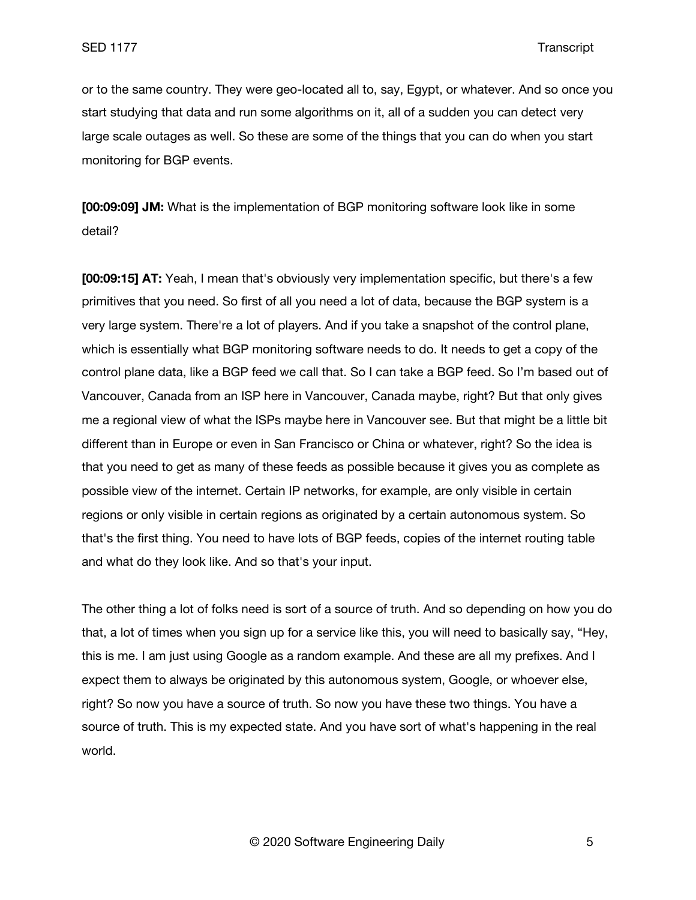or to the same country. They were geo-located all to, say, Egypt, or whatever. And so once you start studying that data and run some algorithms on it, all of a sudden you can detect very large scale outages as well. So these are some of the things that you can do when you start monitoring for BGP events.

**[00:09:09] JM:** What is the implementation of BGP monitoring software look like in some detail?

**[00:09:15] AT:** Yeah, I mean that's obviously very implementation specific, but there's a few primitives that you need. So first of all you need a lot of data, because the BGP system is a very large system. There're a lot of players. And if you take a snapshot of the control plane, which is essentially what BGP monitoring software needs to do. It needs to get a copy of the control plane data, like a BGP feed we call that. So I can take a BGP feed. So I'm based out of Vancouver, Canada from an ISP here in Vancouver, Canada maybe, right? But that only gives me a regional view of what the ISPs maybe here in Vancouver see. But that might be a little bit different than in Europe or even in San Francisco or China or whatever, right? So the idea is that you need to get as many of these feeds as possible because it gives you as complete as possible view of the internet. Certain IP networks, for example, are only visible in certain regions or only visible in certain regions as originated by a certain autonomous system. So that's the first thing. You need to have lots of BGP feeds, copies of the internet routing table and what do they look like. And so that's your input.

The other thing a lot of folks need is sort of a source of truth. And so depending on how you do that, a lot of times when you sign up for a service like this, you will need to basically say, "Hey, this is me. I am just using Google as a random example. And these are all my prefixes. And I expect them to always be originated by this autonomous system, Google, or whoever else, right? So now you have a source of truth. So now you have these two things. You have a source of truth. This is my expected state. And you have sort of what's happening in the real world.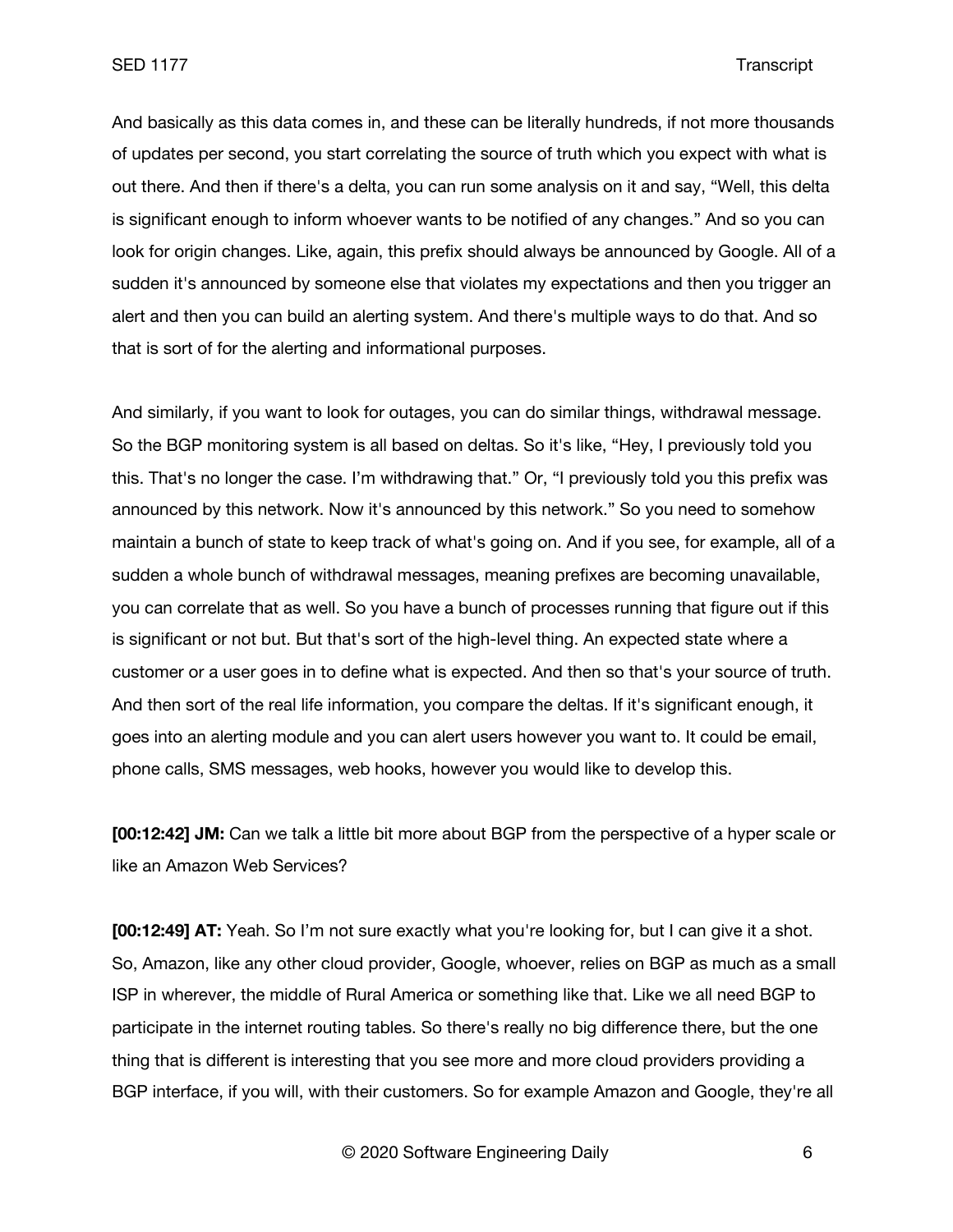And basically as this data comes in, and these can be literally hundreds, if not more thousands of updates per second, you start correlating the source of truth which you expect with what is out there. And then if there's a delta, you can run some analysis on it and say, "Well, this delta is significant enough to inform whoever wants to be notified of any changes." And so you can look for origin changes. Like, again, this prefix should always be announced by Google. All of a sudden it's announced by someone else that violates my expectations and then you trigger an alert and then you can build an alerting system. And there's multiple ways to do that. And so that is sort of for the alerting and informational purposes.

And similarly, if you want to look for outages, you can do similar things, withdrawal message. So the BGP monitoring system is all based on deltas. So it's like, "Hey, I previously told you this. That's no longer the case. I'm withdrawing that." Or, "I previously told you this prefix was announced by this network. Now it's announced by this network." So you need to somehow maintain a bunch of state to keep track of what's going on. And if you see, for example, all of a sudden a whole bunch of withdrawal messages, meaning prefixes are becoming unavailable, you can correlate that as well. So you have a bunch of processes running that figure out if this is significant or not but. But that's sort of the high-level thing. An expected state where a customer or a user goes in to define what is expected. And then so that's your source of truth. And then sort of the real life information, you compare the deltas. If it's significant enough, it goes into an alerting module and you can alert users however you want to. It could be email, phone calls, SMS messages, web hooks, however you would like to develop this.

**[00:12:42] JM:** Can we talk a little bit more about BGP from the perspective of a hyper scale or like an Amazon Web Services?

**[00:12:49] AT:** Yeah. So I'm not sure exactly what you're looking for, but I can give it a shot. So, Amazon, like any other cloud provider, Google, whoever, relies on BGP as much as a small ISP in wherever, the middle of Rural America or something like that. Like we all need BGP to participate in the internet routing tables. So there's really no big difference there, but the one thing that is different is interesting that you see more and more cloud providers providing a BGP interface, if you will, with their customers. So for example Amazon and Google, they're all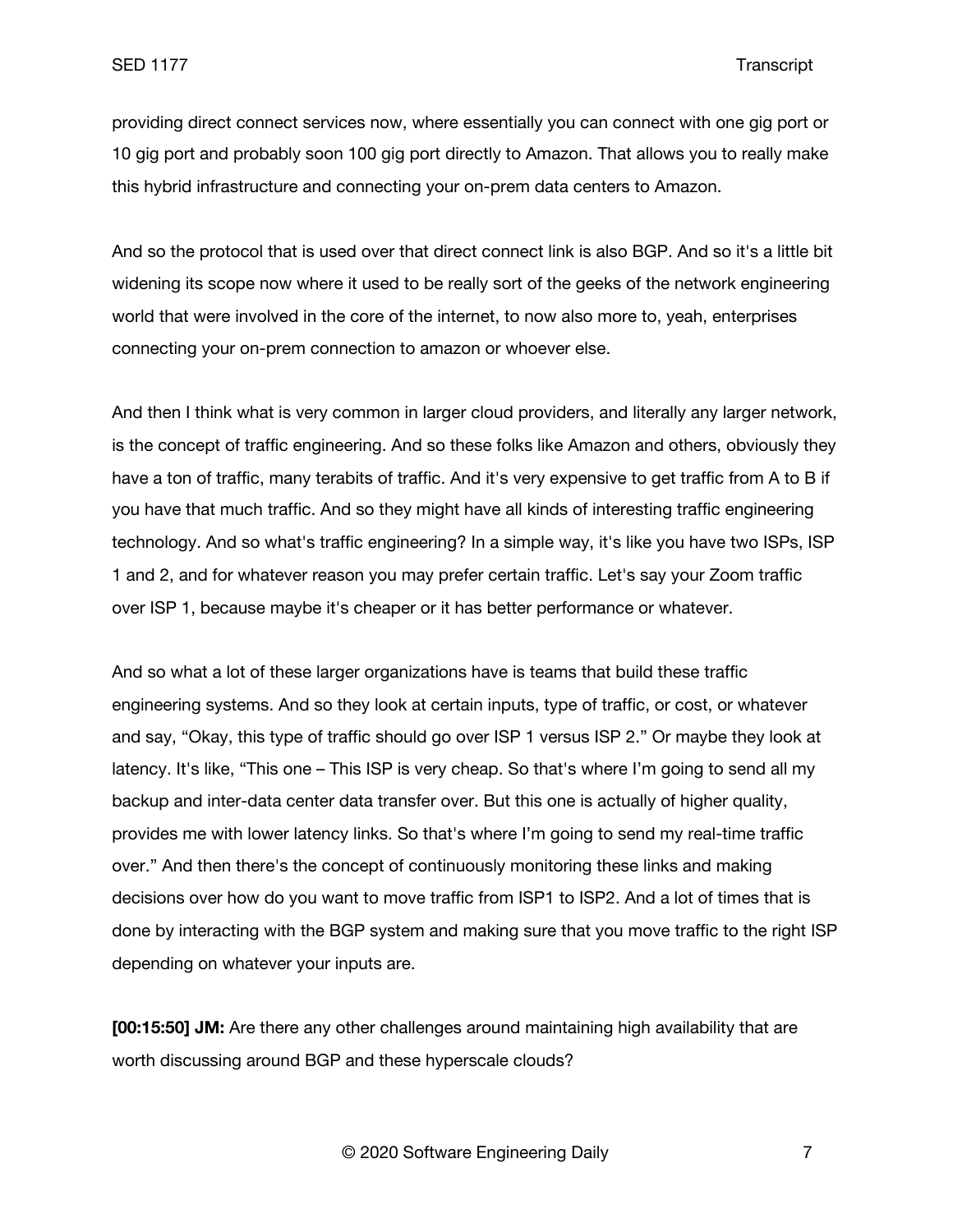providing direct connect services now, where essentially you can connect with one gig port or 10 gig port and probably soon 100 gig port directly to Amazon. That allows you to really make this hybrid infrastructure and connecting your on-prem data centers to Amazon.

And so the protocol that is used over that direct connect link is also BGP. And so it's a little bit widening its scope now where it used to be really sort of the geeks of the network engineering world that were involved in the core of the internet, to now also more to, yeah, enterprises connecting your on-prem connection to amazon or whoever else.

And then I think what is very common in larger cloud providers, and literally any larger network, is the concept of traffic engineering. And so these folks like Amazon and others, obviously they have a ton of traffic, many terabits of traffic. And it's very expensive to get traffic from A to B if you have that much traffic. And so they might have all kinds of interesting traffic engineering technology. And so what's traffic engineering? In a simple way, it's like you have two ISPs, ISP 1 and 2, and for whatever reason you may prefer certain traffic. Let's say your Zoom traffic over ISP 1, because maybe it's cheaper or it has better performance or whatever.

And so what a lot of these larger organizations have is teams that build these traffic engineering systems. And so they look at certain inputs, type of traffic, or cost, or whatever and say, "Okay, this type of traffic should go over ISP 1 versus ISP 2." Or maybe they look at latency. It's like, "This one – This ISP is very cheap. So that's where I'm going to send all my backup and inter-data center data transfer over. But this one is actually of higher quality, provides me with lower latency links. So that's where I'm going to send my real-time traffic over." And then there's the concept of continuously monitoring these links and making decisions over how do you want to move traffic from ISP1 to ISP2. And a lot of times that is done by interacting with the BGP system and making sure that you move traffic to the right ISP depending on whatever your inputs are.

**[00:15:50] JM:** Are there any other challenges around maintaining high availability that are worth discussing around BGP and these hyperscale clouds?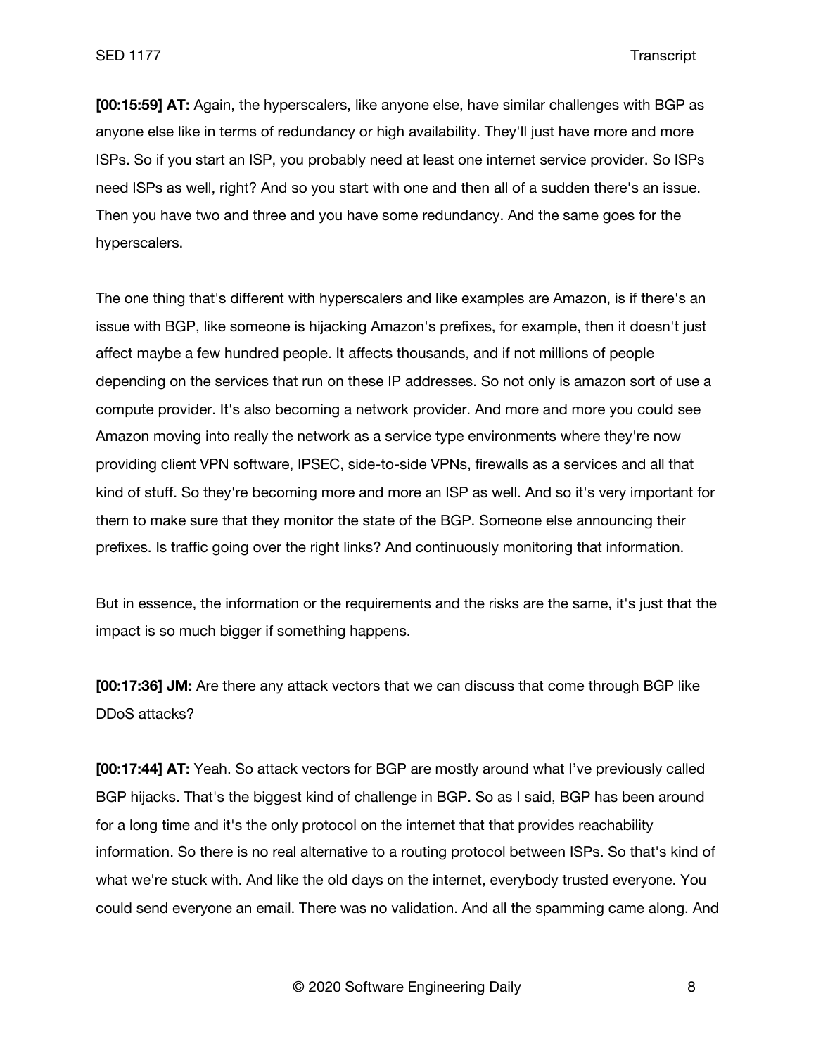**[00:15:59] AT:** Again, the hyperscalers, like anyone else, have similar challenges with BGP as anyone else like in terms of redundancy or high availability. They'll just have more and more ISPs. So if you start an ISP, you probably need at least one internet service provider. So ISPs need ISPs as well, right? And so you start with one and then all of a sudden there's an issue. Then you have two and three and you have some redundancy. And the same goes for the hyperscalers.

The one thing that's different with hyperscalers and like examples are Amazon, is if there's an issue with BGP, like someone is hijacking Amazon's prefixes, for example, then it doesn't just affect maybe a few hundred people. It affects thousands, and if not millions of people depending on the services that run on these IP addresses. So not only is amazon sort of use a compute provider. It's also becoming a network provider. And more and more you could see Amazon moving into really the network as a service type environments where they're now providing client VPN software, IPSEC, side-to-side VPNs, firewalls as a services and all that kind of stuff. So they're becoming more and more an ISP as well. And so it's very important for them to make sure that they monitor the state of the BGP. Someone else announcing their prefixes. Is traffic going over the right links? And continuously monitoring that information.

But in essence, the information or the requirements and the risks are the same, it's just that the impact is so much bigger if something happens.

**[00:17:36] JM:** Are there any attack vectors that we can discuss that come through BGP like DDoS attacks?

**[00:17:44] AT:** Yeah. So attack vectors for BGP are mostly around what I've previously called BGP hijacks. That's the biggest kind of challenge in BGP. So as I said, BGP has been around for a long time and it's the only protocol on the internet that that provides reachability information. So there is no real alternative to a routing protocol between ISPs. So that's kind of what we're stuck with. And like the old days on the internet, everybody trusted everyone. You could send everyone an email. There was no validation. And all the spamming came along. And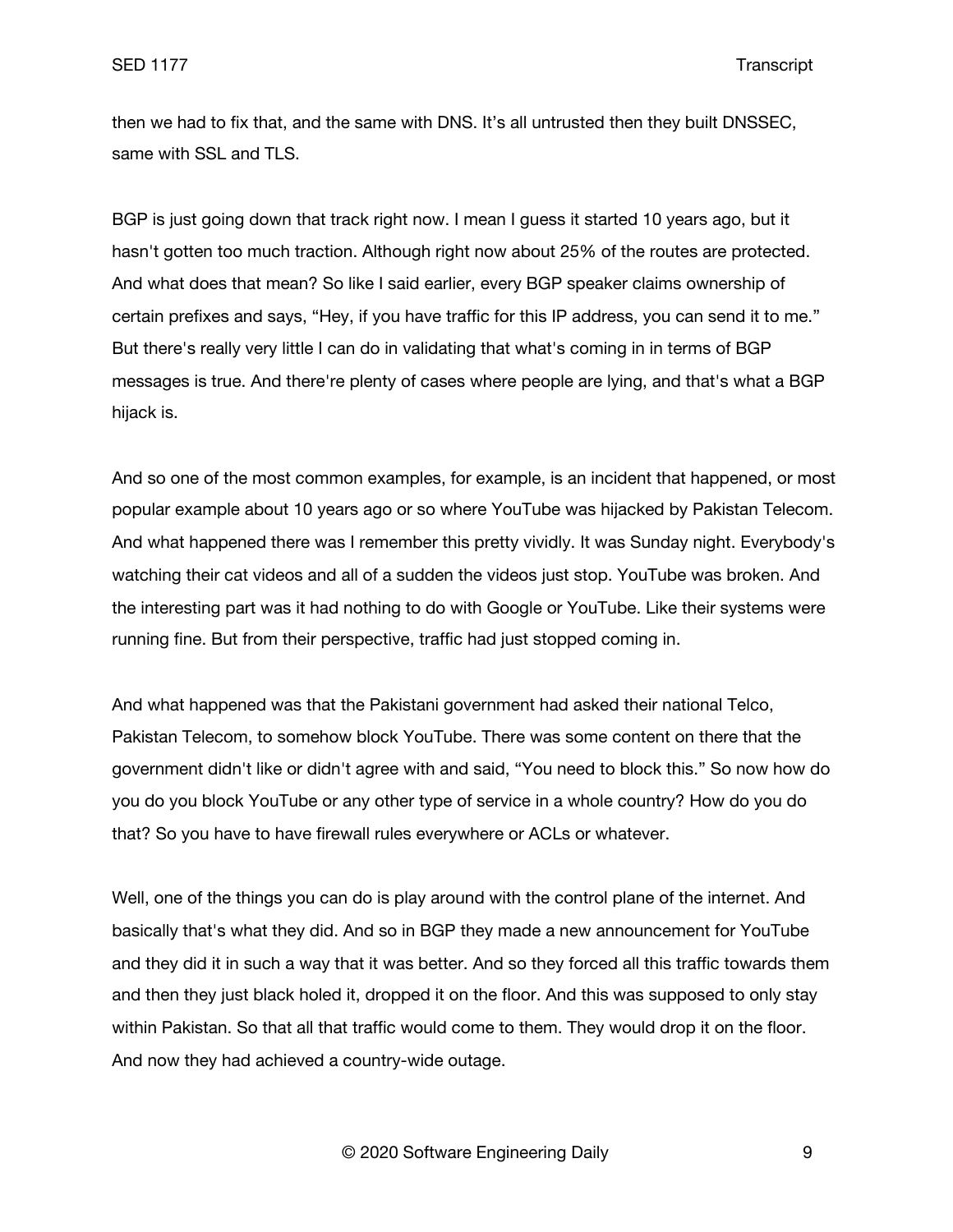then we had to fix that, and the same with DNS. It's all untrusted then they built DNSSEC, same with SSL and TLS.

BGP is just going down that track right now. I mean I guess it started 10 years ago, but it hasn't gotten too much traction. Although right now about 25% of the routes are protected. And what does that mean? So like I said earlier, every BGP speaker claims ownership of certain prefixes and says, "Hey, if you have traffic for this IP address, you can send it to me." But there's really very little I can do in validating that what's coming in in terms of BGP messages is true. And there're plenty of cases where people are lying, and that's what a BGP hijack is.

And so one of the most common examples, for example, is an incident that happened, or most popular example about 10 years ago or so where YouTube was hijacked by Pakistan Telecom. And what happened there was I remember this pretty vividly. It was Sunday night. Everybody's watching their cat videos and all of a sudden the videos just stop. YouTube was broken. And the interesting part was it had nothing to do with Google or YouTube. Like their systems were running fine. But from their perspective, traffic had just stopped coming in.

And what happened was that the Pakistani government had asked their national Telco, Pakistan Telecom, to somehow block YouTube. There was some content on there that the government didn't like or didn't agree with and said, "You need to block this." So now how do you do you block YouTube or any other type of service in a whole country? How do you do that? So you have to have firewall rules everywhere or ACLs or whatever.

Well, one of the things you can do is play around with the control plane of the internet. And basically that's what they did. And so in BGP they made a new announcement for YouTube and they did it in such a way that it was better. And so they forced all this traffic towards them and then they just black holed it, dropped it on the floor. And this was supposed to only stay within Pakistan. So that all that traffic would come to them. They would drop it on the floor. And now they had achieved a country-wide outage.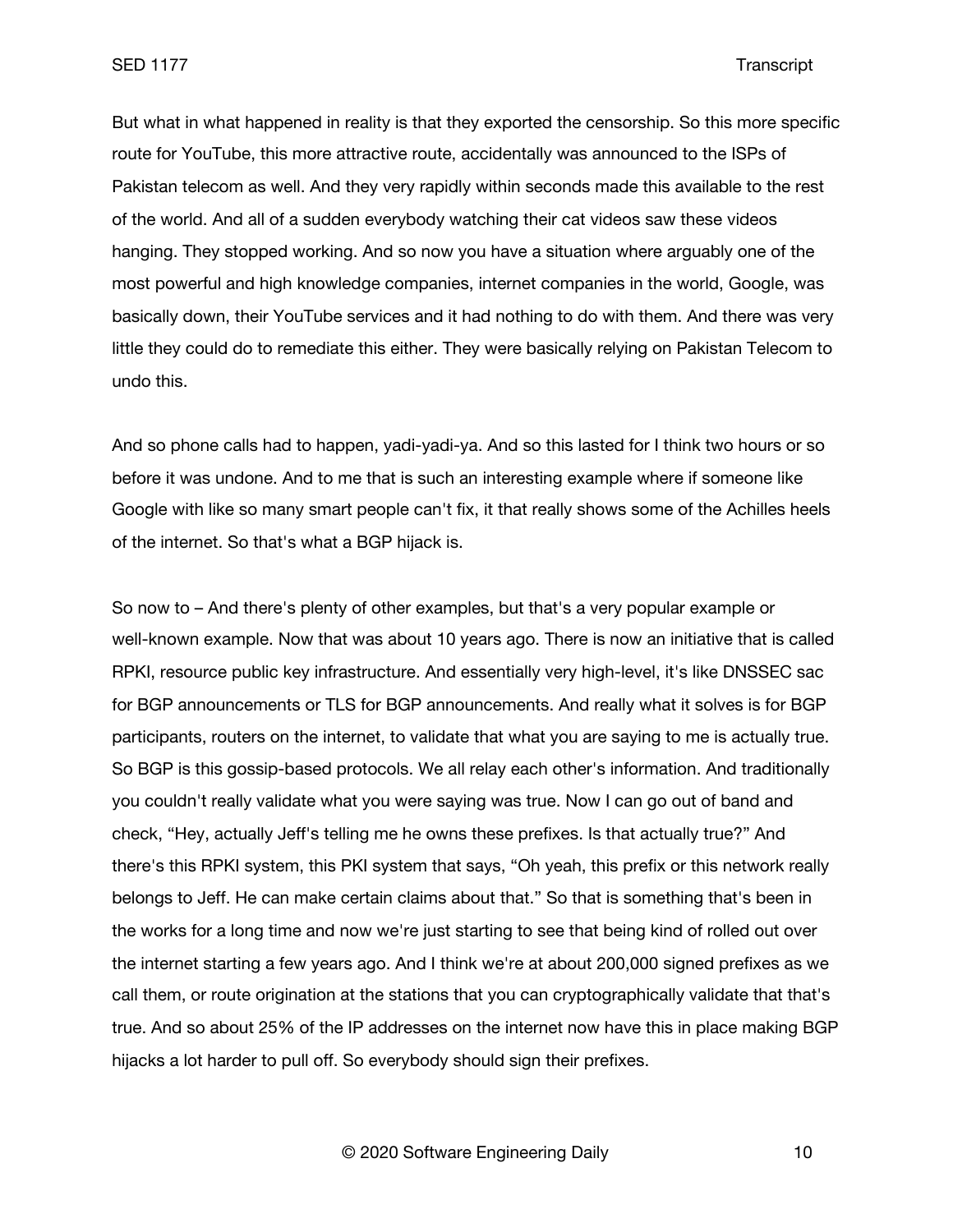But what in what happened in reality is that they exported the censorship. So this more specific route for YouTube, this more attractive route, accidentally was announced to the ISPs of Pakistan telecom as well. And they very rapidly within seconds made this available to the rest of the world. And all of a sudden everybody watching their cat videos saw these videos hanging. They stopped working. And so now you have a situation where arguably one of the most powerful and high knowledge companies, internet companies in the world, Google, was basically down, their YouTube services and it had nothing to do with them. And there was very little they could do to remediate this either. They were basically relying on Pakistan Telecom to undo this.

And so phone calls had to happen, yadi-yadi-ya. And so this lasted for I think two hours or so before it was undone. And to me that is such an interesting example where if someone like Google with like so many smart people can't fix, it that really shows some of the Achilles heels of the internet. So that's what a BGP hijack is.

So now to – And there's plenty of other examples, but that's a very popular example or well-known example. Now that was about 10 years ago. There is now an initiative that is called RPKI, resource public key infrastructure. And essentially very high-level, it's like DNSSEC sac for BGP announcements or TLS for BGP announcements. And really what it solves is for BGP participants, routers on the internet, to validate that what you are saying to me is actually true. So BGP is this gossip-based protocols. We all relay each other's information. And traditionally you couldn't really validate what you were saying was true. Now I can go out of band and check, "Hey, actually Jeff's telling me he owns these prefixes. Is that actually true?" And there's this RPKI system, this PKI system that says, "Oh yeah, this prefix or this network really belongs to Jeff. He can make certain claims about that." So that is something that's been in the works for a long time and now we're just starting to see that being kind of rolled out over the internet starting a few years ago. And I think we're at about 200,000 signed prefixes as we call them, or route origination at the stations that you can cryptographically validate that that's true. And so about 25% of the IP addresses on the internet now have this in place making BGP hijacks a lot harder to pull off. So everybody should sign their prefixes.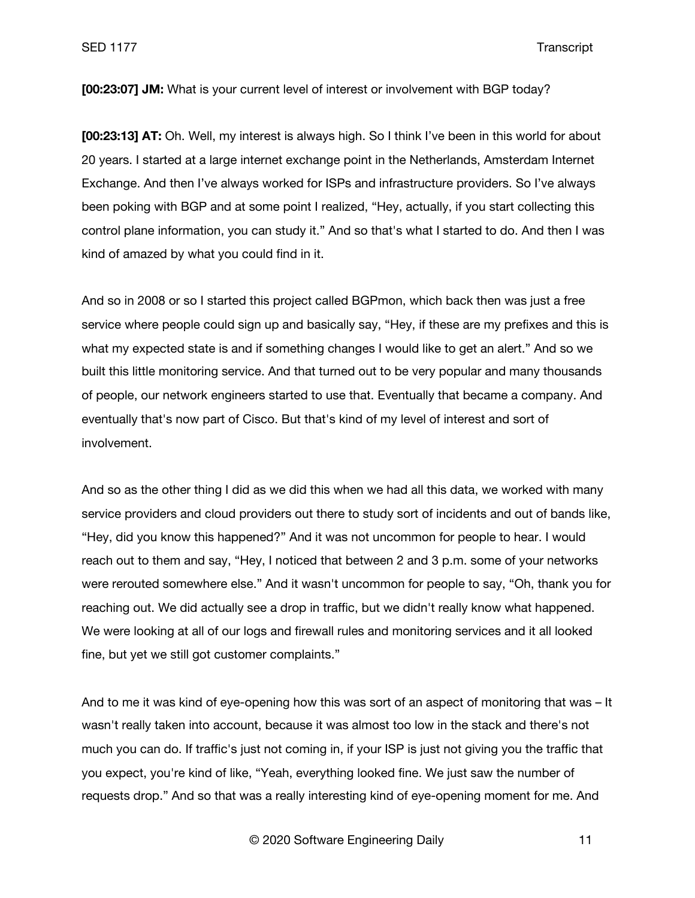**[00:23:07] JM:** What is your current level of interest or involvement with BGP today?

**[00:23:13] AT:** Oh. Well, my interest is always high. So I think I've been in this world for about 20 years. I started at a large internet exchange point in the Netherlands, Amsterdam Internet Exchange. And then I've always worked for ISPs and infrastructure providers. So I've always been poking with BGP and at some point I realized, "Hey, actually, if you start collecting this control plane information, you can study it." And so that's what I started to do. And then I was kind of amazed by what you could find in it.

And so in 2008 or so I started this project called BGPmon, which back then was just a free service where people could sign up and basically say, "Hey, if these are my prefixes and this is what my expected state is and if something changes I would like to get an alert." And so we built this little monitoring service. And that turned out to be very popular and many thousands of people, our network engineers started to use that. Eventually that became a company. And eventually that's now part of Cisco. But that's kind of my level of interest and sort of involvement.

And so as the other thing I did as we did this when we had all this data, we worked with many service providers and cloud providers out there to study sort of incidents and out of bands like, "Hey, did you know this happened?" And it was not uncommon for people to hear. I would reach out to them and say, "Hey, I noticed that between 2 and 3 p.m. some of your networks were rerouted somewhere else." And it wasn't uncommon for people to say, "Oh, thank you for reaching out. We did actually see a drop in traffic, but we didn't really know what happened. We were looking at all of our logs and firewall rules and monitoring services and it all looked fine, but yet we still got customer complaints."

And to me it was kind of eye-opening how this was sort of an aspect of monitoring that was – It wasn't really taken into account, because it was almost too low in the stack and there's not much you can do. If traffic's just not coming in, if your ISP is just not giving you the traffic that you expect, you're kind of like, "Yeah, everything looked fine. We just saw the number of requests drop." And so that was a really interesting kind of eye-opening moment for me. And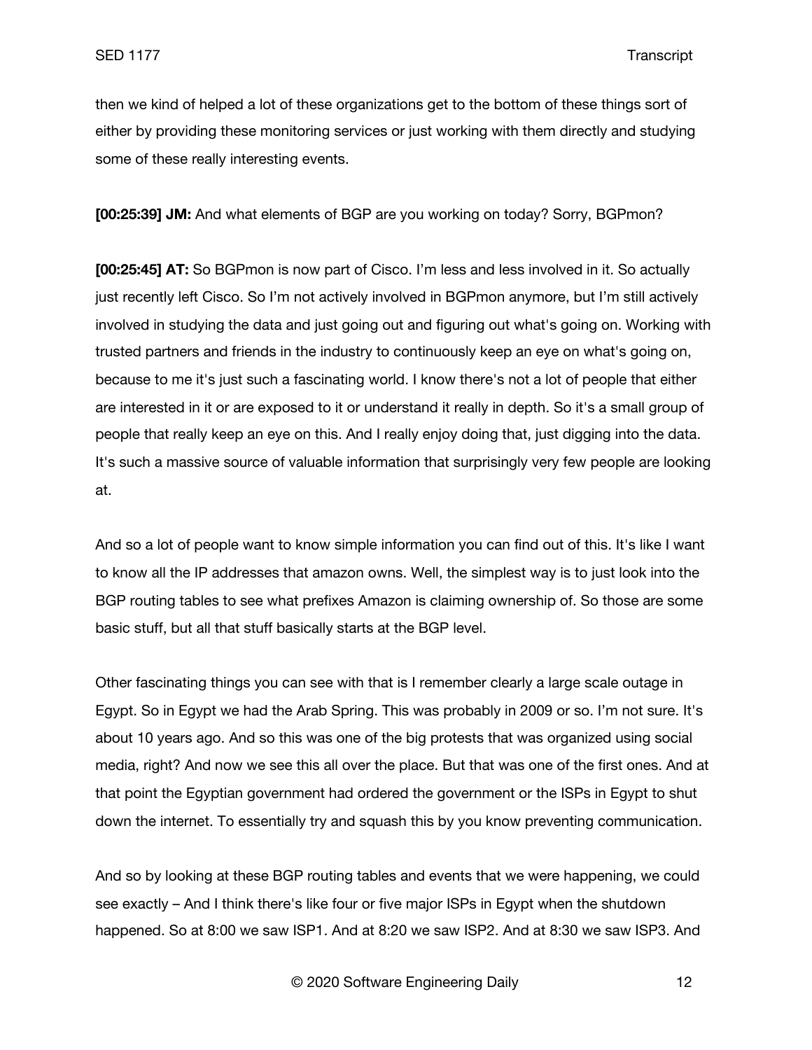then we kind of helped a lot of these organizations get to the bottom of these things sort of either by providing these monitoring services or just working with them directly and studying some of these really interesting events.

**[00:25:39] JM:** And what elements of BGP are you working on today? Sorry, BGPmon?

**[00:25:45] AT:** So BGPmon is now part of Cisco. I'm less and less involved in it. So actually just recently left Cisco. So I'm not actively involved in BGPmon anymore, but I'm still actively involved in studying the data and just going out and figuring out what's going on. Working with trusted partners and friends in the industry to continuously keep an eye on what's going on, because to me it's just such a fascinating world. I know there's not a lot of people that either are interested in it or are exposed to it or understand it really in depth. So it's a small group of people that really keep an eye on this. And I really enjoy doing that, just digging into the data. It's such a massive source of valuable information that surprisingly very few people are looking at.

And so a lot of people want to know simple information you can find out of this. It's like I want to know all the IP addresses that amazon owns. Well, the simplest way is to just look into the BGP routing tables to see what prefixes Amazon is claiming ownership of. So those are some basic stuff, but all that stuff basically starts at the BGP level.

Other fascinating things you can see with that is I remember clearly a large scale outage in Egypt. So in Egypt we had the Arab Spring. This was probably in 2009 or so. I'm not sure. It's about 10 years ago. And so this was one of the big protests that was organized using social media, right? And now we see this all over the place. But that was one of the first ones. And at that point the Egyptian government had ordered the government or the ISPs in Egypt to shut down the internet. To essentially try and squash this by you know preventing communication.

And so by looking at these BGP routing tables and events that we were happening, we could see exactly – And I think there's like four or five major ISPs in Egypt when the shutdown happened. So at 8:00 we saw ISP1. And at 8:20 we saw ISP2. And at 8:30 we saw ISP3. And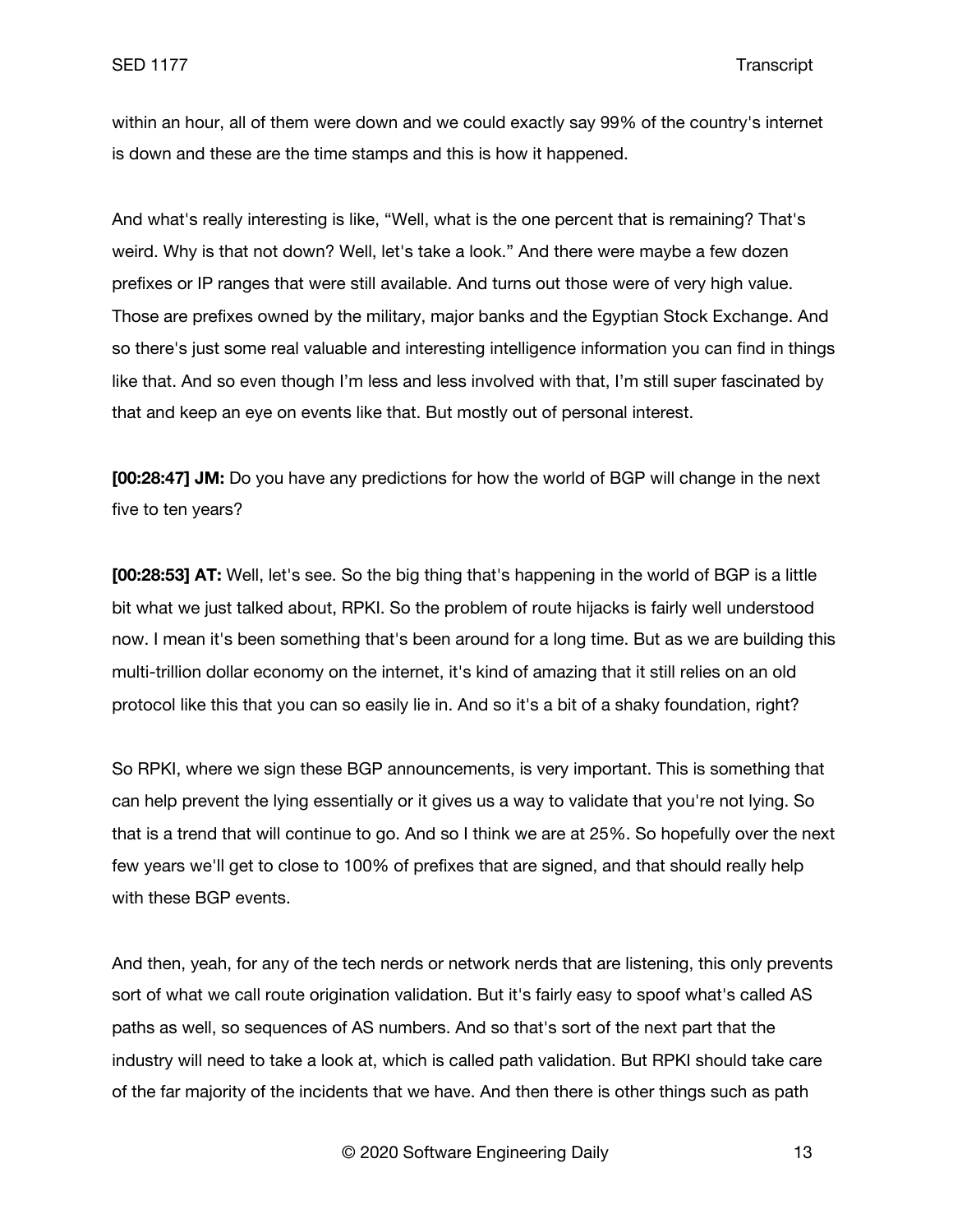within an hour, all of them were down and we could exactly say 99% of the country's internet is down and these are the time stamps and this is how it happened.

And what's really interesting is like, "Well, what is the one percent that is remaining? That's weird. Why is that not down? Well, let's take a look." And there were maybe a few dozen prefixes or IP ranges that were still available. And turns out those were of very high value. Those are prefixes owned by the military, major banks and the Egyptian Stock Exchange. And so there's just some real valuable and interesting intelligence information you can find in things like that. And so even though I'm less and less involved with that, I'm still super fascinated by that and keep an eye on events like that. But mostly out of personal interest.

**[00:28:47] JM:** Do you have any predictions for how the world of BGP will change in the next five to ten years?

**[00:28:53] AT:** Well, let's see. So the big thing that's happening in the world of BGP is a little bit what we just talked about, RPKI. So the problem of route hijacks is fairly well understood now. I mean it's been something that's been around for a long time. But as we are building this multi-trillion dollar economy on the internet, it's kind of amazing that it still relies on an old protocol like this that you can so easily lie in. And so it's a bit of a shaky foundation, right?

So RPKI, where we sign these BGP announcements, is very important. This is something that can help prevent the lying essentially or it gives us a way to validate that you're not lying. So that is a trend that will continue to go. And so I think we are at 25%. So hopefully over the next few years we'll get to close to 100% of prefixes that are signed, and that should really help with these BGP events.

And then, yeah, for any of the tech nerds or network nerds that are listening, this only prevents sort of what we call route origination validation. But it's fairly easy to spoof what's called AS paths as well, so sequences of AS numbers. And so that's sort of the next part that the industry will need to take a look at, which is called path validation. But RPKI should take care of the far majority of the incidents that we have. And then there is other things such as path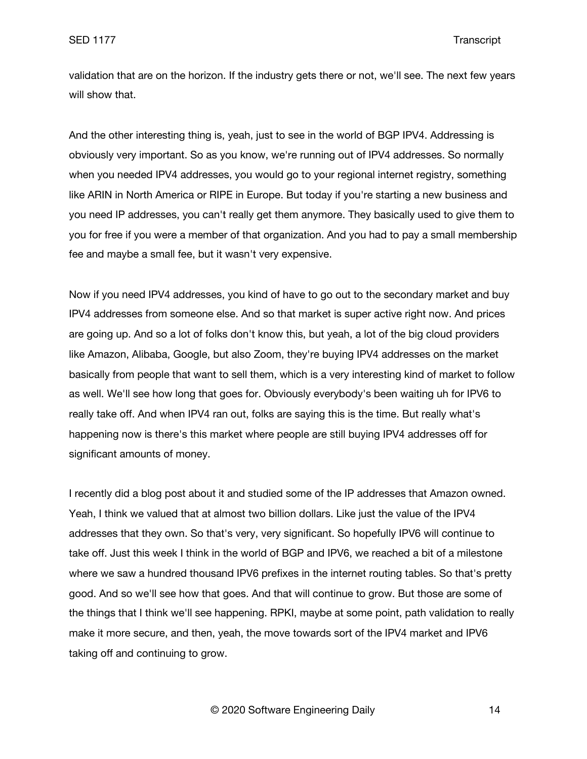validation that are on the horizon. If the industry gets there or not, we'll see. The next few years will show that.

And the other interesting thing is, yeah, just to see in the world of BGP IPV4. Addressing is obviously very important. So as you know, we're running out of IPV4 addresses. So normally when you needed IPV4 addresses, you would go to your regional internet registry, something like ARIN in North America or RIPE in Europe. But today if you're starting a new business and you need IP addresses, you can't really get them anymore. They basically used to give them to you for free if you were a member of that organization. And you had to pay a small membership fee and maybe a small fee, but it wasn't very expensive.

Now if you need IPV4 addresses, you kind of have to go out to the secondary market and buy IPV4 addresses from someone else. And so that market is super active right now. And prices are going up. And so a lot of folks don't know this, but yeah, a lot of the big cloud providers like Amazon, Alibaba, Google, but also Zoom, they're buying IPV4 addresses on the market basically from people that want to sell them, which is a very interesting kind of market to follow as well. We'll see how long that goes for. Obviously everybody's been waiting uh for IPV6 to really take off. And when IPV4 ran out, folks are saying this is the time. But really what's happening now is there's this market where people are still buying IPV4 addresses off for significant amounts of money.

I recently did a blog post about it and studied some of the IP addresses that Amazon owned. Yeah, I think we valued that at almost two billion dollars. Like just the value of the IPV4 addresses that they own. So that's very, very significant. So hopefully IPV6 will continue to take off. Just this week I think in the world of BGP and IPV6, we reached a bit of a milestone where we saw a hundred thousand IPV6 prefixes in the internet routing tables. So that's pretty good. And so we'll see how that goes. And that will continue to grow. But those are some of the things that I think we'll see happening. RPKI, maybe at some point, path validation to really make it more secure, and then, yeah, the move towards sort of the IPV4 market and IPV6 taking off and continuing to grow.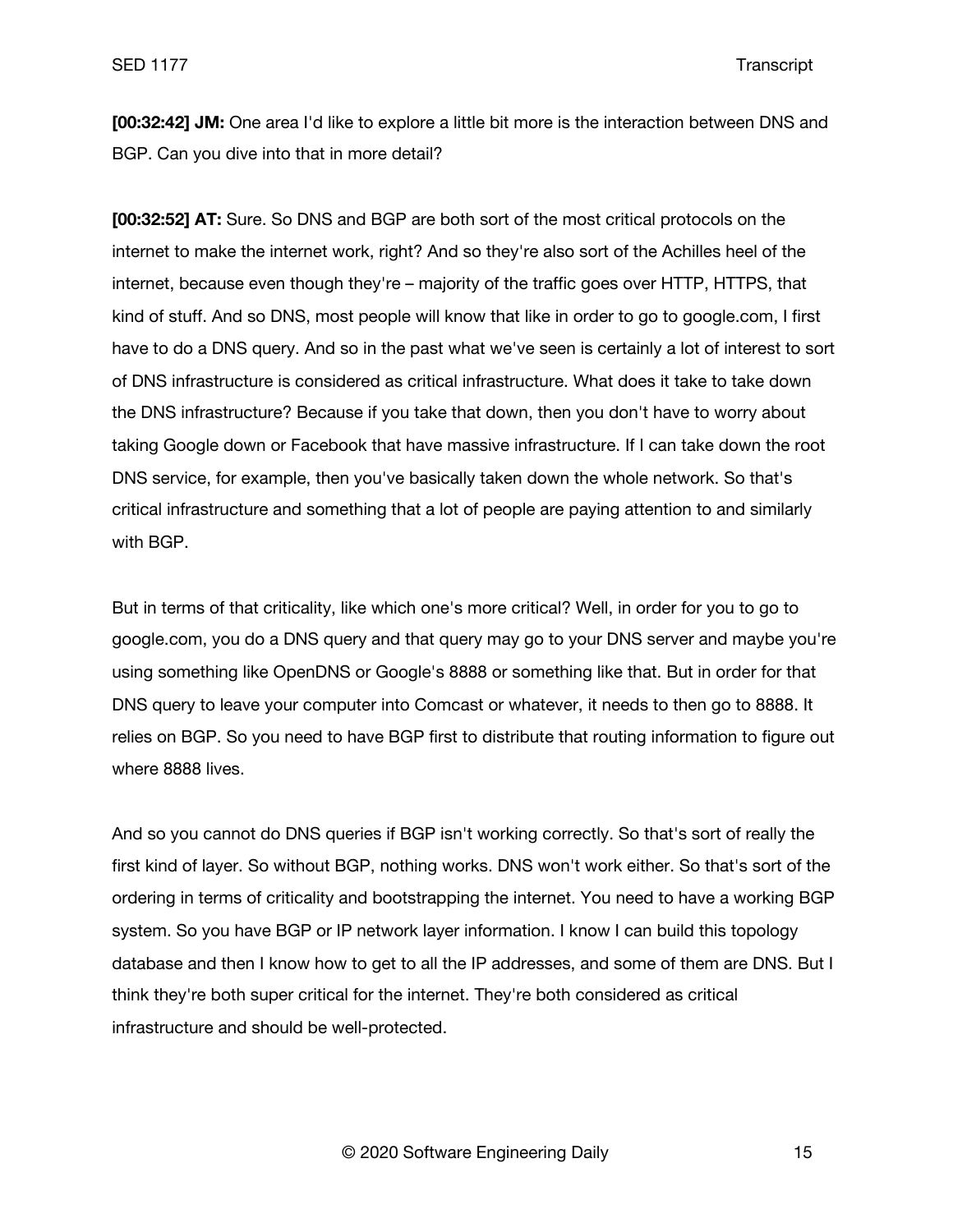**[00:32:42] JM:** One area I'd like to explore a little bit more is the interaction between DNS and BGP. Can you dive into that in more detail?

**[00:32:52] AT:** Sure. So DNS and BGP are both sort of the most critical protocols on the internet to make the internet work, right? And so they're also sort of the Achilles heel of the internet, because even though they're – majority of the traffic goes over HTTP, HTTPS, that kind of stuff. And so DNS, most people will know that like in order to go to google.com, I first have to do a DNS query. And so in the past what we've seen is certainly a lot of interest to sort of DNS infrastructure is considered as critical infrastructure. What does it take to take down the DNS infrastructure? Because if you take that down, then you don't have to worry about taking Google down or Facebook that have massive infrastructure. If I can take down the root DNS service, for example, then you've basically taken down the whole network. So that's critical infrastructure and something that a lot of people are paying attention to and similarly with BGP.

But in terms of that criticality, like which one's more critical? Well, in order for you to go to google.com, you do a DNS query and that query may go to your DNS server and maybe you're using something like OpenDNS or Google's 8888 or something like that. But in order for that DNS query to leave your computer into Comcast or whatever, it needs to then go to 8888. It relies on BGP. So you need to have BGP first to distribute that routing information to figure out where 8888 lives.

And so you cannot do DNS queries if BGP isn't working correctly. So that's sort of really the first kind of layer. So without BGP, nothing works. DNS won't work either. So that's sort of the ordering in terms of criticality and bootstrapping the internet. You need to have a working BGP system. So you have BGP or IP network layer information. I know I can build this topology database and then I know how to get to all the IP addresses, and some of them are DNS. But I think they're both super critical for the internet. They're both considered as critical infrastructure and should be well-protected.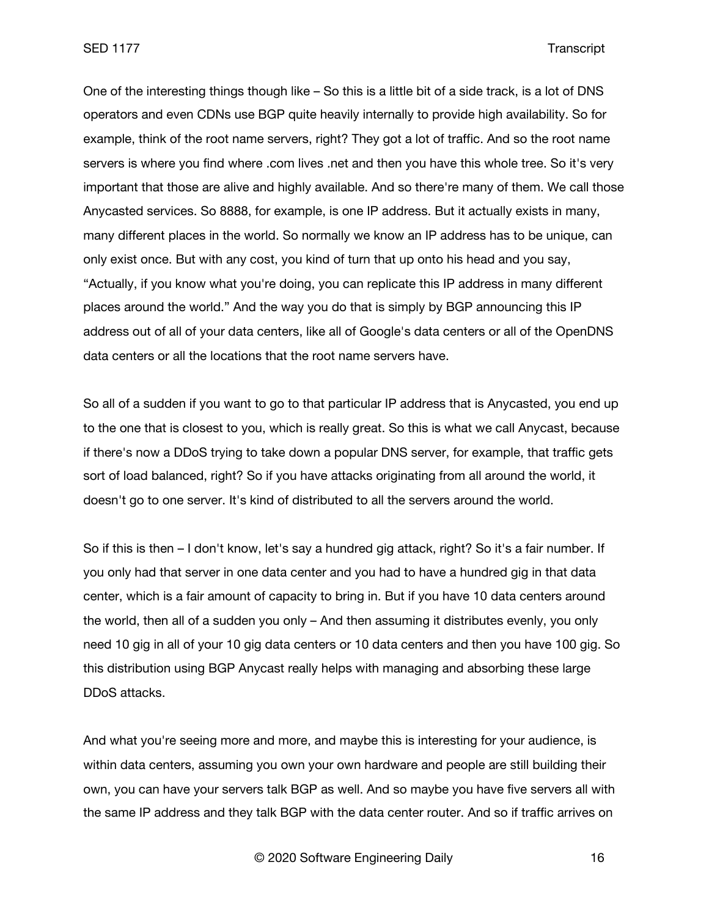One of the interesting things though like – So this is a little bit of a side track, is a lot of DNS operators and even CDNs use BGP quite heavily internally to provide high availability. So for example, think of the root name servers, right? They got a lot of traffic. And so the root name servers is where you find where .com lives .net and then you have this whole tree. So it's very important that those are alive and highly available. And so there're many of them. We call those Anycasted services. So 8888, for example, is one IP address. But it actually exists in many, many different places in the world. So normally we know an IP address has to be unique, can only exist once. But with any cost, you kind of turn that up onto his head and you say, "Actually, if you know what you're doing, you can replicate this IP address in many different places around the world." And the way you do that is simply by BGP announcing this IP address out of all of your data centers, like all of Google's data centers or all of the OpenDNS data centers or all the locations that the root name servers have.

So all of a sudden if you want to go to that particular IP address that is Anycasted, you end up to the one that is closest to you, which is really great. So this is what we call Anycast, because if there's now a DDoS trying to take down a popular DNS server, for example, that traffic gets sort of load balanced, right? So if you have attacks originating from all around the world, it doesn't go to one server. It's kind of distributed to all the servers around the world.

So if this is then – I don't know, let's say a hundred gig attack, right? So it's a fair number. If you only had that server in one data center and you had to have a hundred gig in that data center, which is a fair amount of capacity to bring in. But if you have 10 data centers around the world, then all of a sudden you only – And then assuming it distributes evenly, you only need 10 gig in all of your 10 gig data centers or 10 data centers and then you have 100 gig. So this distribution using BGP Anycast really helps with managing and absorbing these large DDoS attacks.

And what you're seeing more and more, and maybe this is interesting for your audience, is within data centers, assuming you own your own hardware and people are still building their own, you can have your servers talk BGP as well. And so maybe you have five servers all with the same IP address and they talk BGP with the data center router. And so if traffic arrives on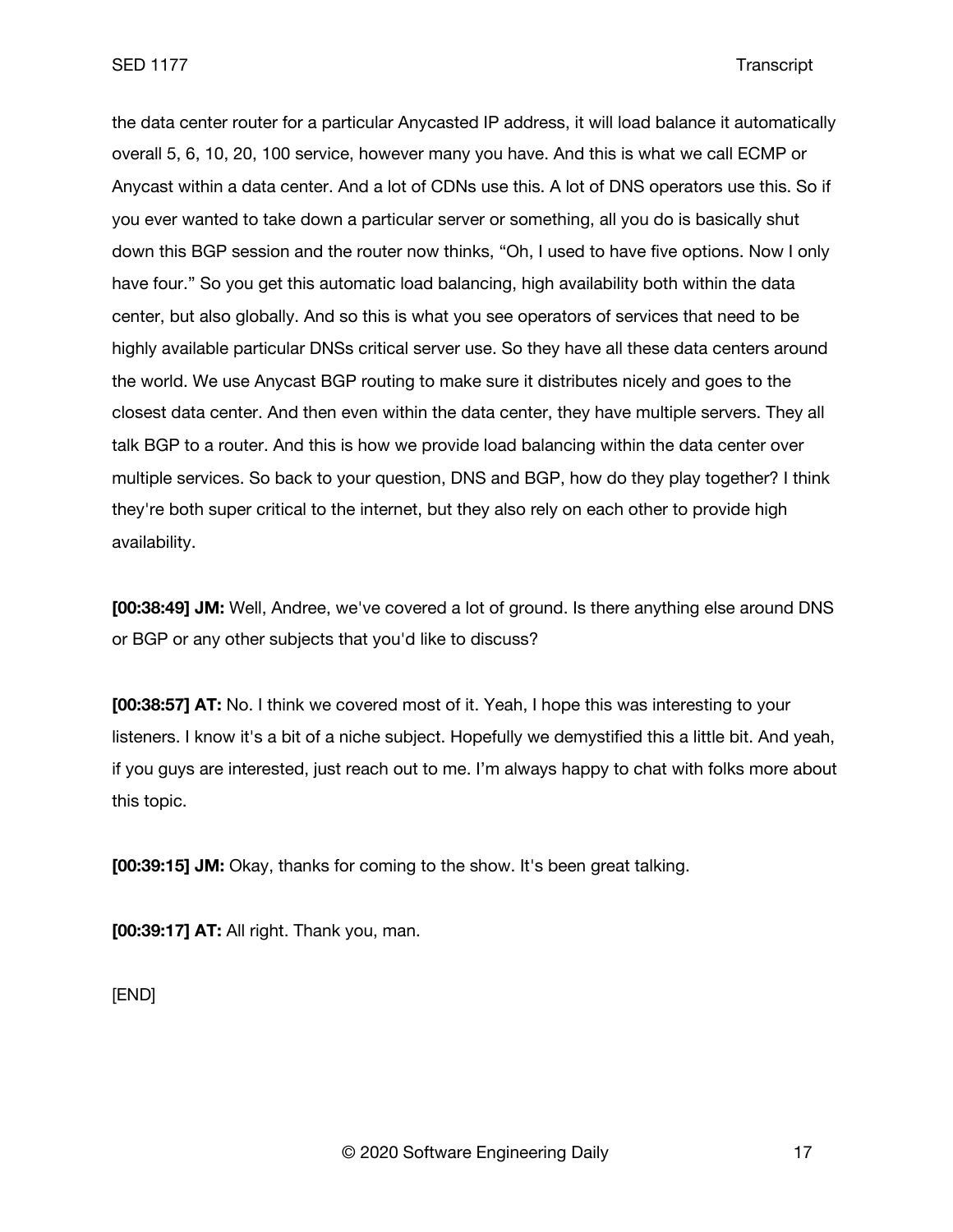the data center router for a particular Anycasted IP address, it will load balance it automatically overall 5, 6, 10, 20, 100 service, however many you have. And this is what we call ECMP or Anycast within a data center. And a lot of CDNs use this. A lot of DNS operators use this. So if you ever wanted to take down a particular server or something, all you do is basically shut down this BGP session and the router now thinks, "Oh, I used to have five options. Now I only have four." So you get this automatic load balancing, high availability both within the data center, but also globally. And so this is what you see operators of services that need to be highly available particular DNSs critical server use. So they have all these data centers around the world. We use Anycast BGP routing to make sure it distributes nicely and goes to the closest data center. And then even within the data center, they have multiple servers. They all talk BGP to a router. And this is how we provide load balancing within the data center over multiple services. So back to your question, DNS and BGP, how do they play together? I think they're both super critical to the internet, but they also rely on each other to provide high availability.

**[00:38:49] JM:** Well, Andree, we've covered a lot of ground. Is there anything else around DNS or BGP or any other subjects that you'd like to discuss?

**[00:38:57] AT:** No. I think we covered most of it. Yeah, I hope this was interesting to your listeners. I know it's a bit of a niche subject. Hopefully we demystified this a little bit. And yeah, if you guys are interested, just reach out to me. I'm always happy to chat with folks more about this topic.

**[00:39:15] JM:** Okay, thanks for coming to the show. It's been great talking.

**[00:39:17] AT:** All right. Thank you, man.

[END]